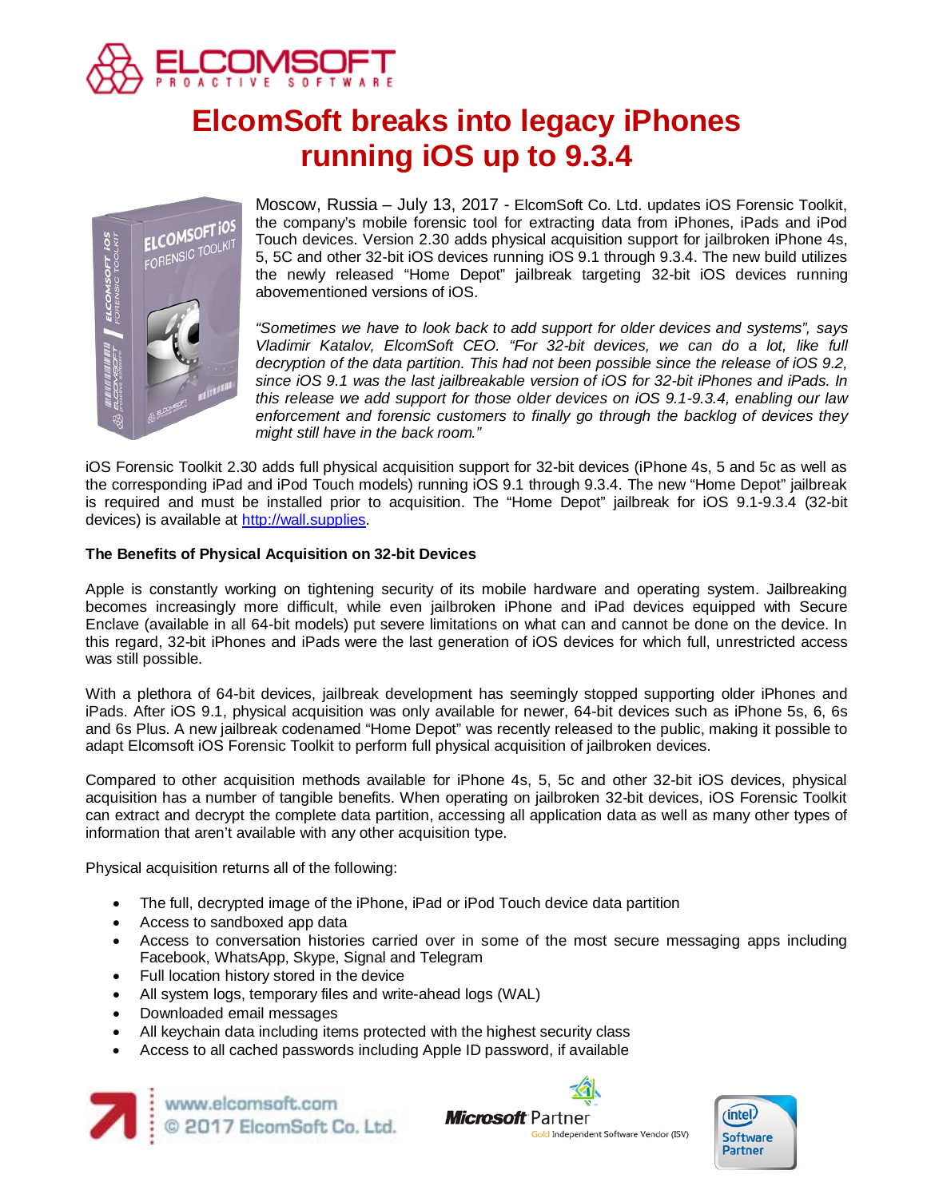# ElcomSoft breaks into legacy iPhones running iOS up to 9.3.4

Moscow, Russia – July 13, 2017 - ElcomSoft Co. Ltd. updates iOS Forensic Toolkit, the company's mobile forensic tool for extracting data from iPhones, iPads and iPod Touch devices. Version 2.30 adds physical acquisition support for jailbroken iPhone 4s, 5, 5C and other 32-bit iOS devices running iOS 9.1 through 9.3.4. The new build utilizes the newly released "Home Depot" jailbreak targeting 32-bit iOS devices running abovementioned versions of iOS.

*"Sometimes we have to look back to add support for older devices and systems", says Vladimir Katalov, ElcomSoft CEO. "For 32-bit devices, we can do a lot, like full decryption of the data partition. This had not been possible since the release of iOS 9.2, since iOS 9.1 was the last jailbreakable version of iOS for 32-bit iPhones and iPads. In this release we add support for those older devices on iOS 9.1-9.3.4, enabling our law enforcement and forensic customers to finally go through the backlog of devices they might still have in the back room."*

iOS Forensic Toolkit 2.30 adds full physical acquisition support for 32-bit devices (iPhone 4s, 5 and 5c as well as the corresponding iPad and iPod Touch models) running iOS 9.1 through 9.3.4. The new "Home Depot" jailbreak is required and must be installed prior to acquisition. The "Home Depot" jailbreak for iOS 9.1-9.3.4 (32-bit devices) is available at [http://wall.supplies](http://wall.supplies).

**The Benefits of Physical Acquisition on 32-bit Devices**

Apple is constantly working on tightening security of its mobile hardware and operating system. Jailbreaking becomes increasingly more difficult, while even jailbroken iPhone and iPad devices equipped with Secure Enclave (available in all 64-bit models) put severe limitations on what can and cannot be done on the device. In this regard, 32-bit iPhones and iPads were the last generation of iOS devices for which full, unrestricted access was still possible.

With a plethora of 64-bit devices, jailbreak development has seemingly stopped supporting older iPhones and iPads. After iOS 9.1, physical acquisition was only available for newer, 64-bit devices such as iPhone 5s, 6, 6s and 6s Plus. A new jailbreak codenamed "Home Depot" was recently released to the public, making it possible to adapt Elcomsoft iOS Forensic Toolkit to perform full physical acquisition of jailbroken devices.

Compared to other acquisition methods available for iPhone 4s, 5, 5c and other 32-bit iOS devices, physical acquisition has a number of tangible benefits. When operating on jailbroken 32-bit devices, iOS Forensic Toolkit can extract and decrypt the complete data partition, accessing all application data as well as many other types of information that aren't available with any other acquisition type.

Physical acquisition returns all of the following:

- The full, decrypted image of the iPhone, iPad or iPod Touch device data partition
- Access to sandboxed app data
- Access to conversation histories carried over in some of the most secure messaging apps including Facebook, WhatsApp, Skype, Signal and Telegram
- Full location history stored in the device
- All system logs, temporary files and write-ahead logs (WAL)
- Downloaded email messages
- All keychain data including items protected with the highest security class
- Access to all cached passwords including Apple ID password, if available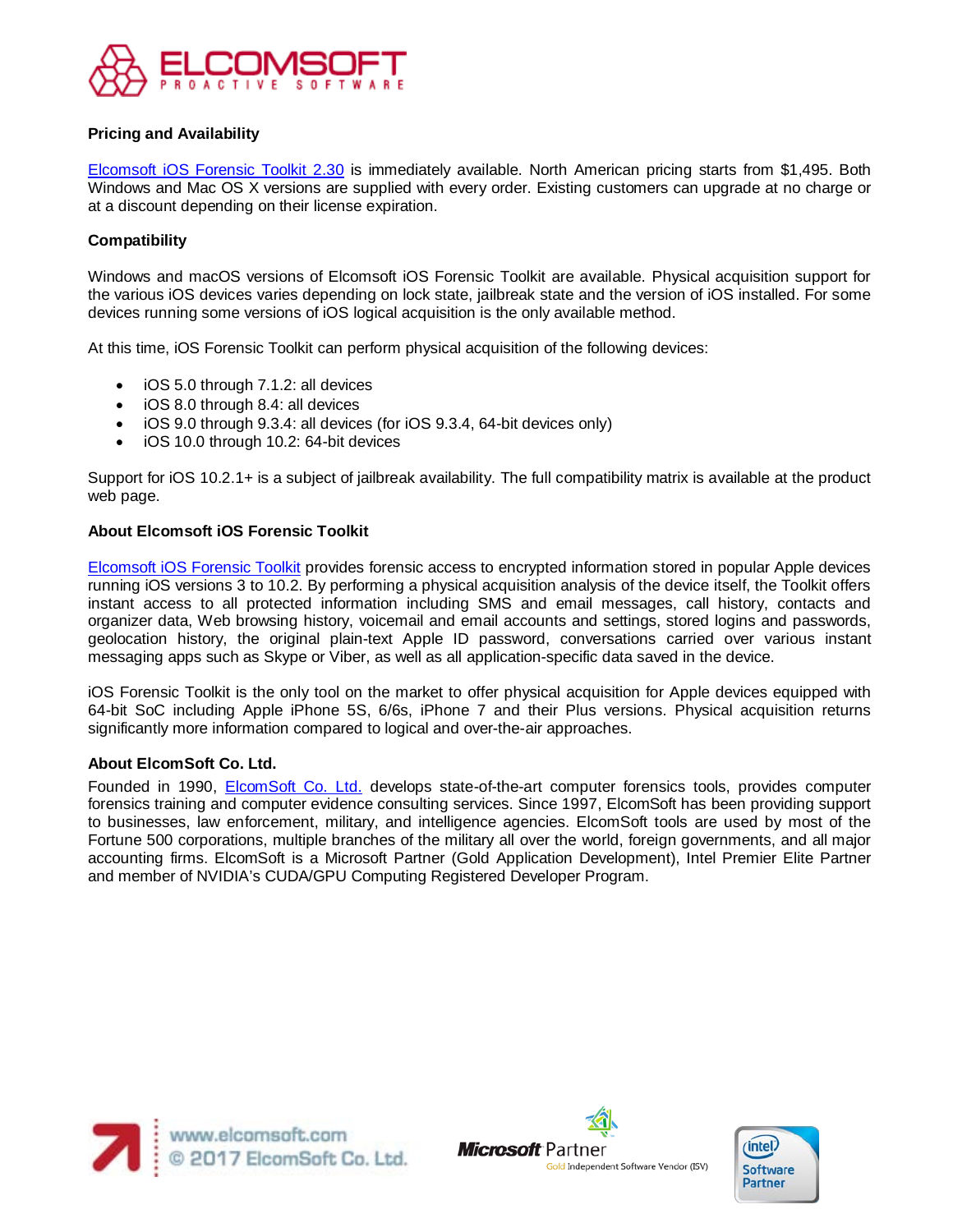**Pricing and Availability**

Elcomsoft iOS Forensic Toolkit 2.30 is immediately available. North American pricing starts from $1,495. Both Windows and Mac OS X versions are supplied with every order. Existing customers can upgrade at no charge or at a discount depending on their license expiration.

**Compatibility**

Windows and macOS versions of Elcomsoft iOS Forensic Toolkit are available. Physical acquisition support for the various iOS devices varies depending on lock state, jailbreak state and the version of iOS installed. For some devices running some versions of iOS logical acquisition is the only available method.

At this time, iOS Forensic Toolkit can perform physical acquisition of the following devices:

- iOS 5.0 through 7.1.2: all devices
- iOS 8.0 through 8.4: all devices
- iOS 9.0 through 9.3.4: all devices (for iOS 9.3.4, 64-bit devices only)
- iOS 10.0 through 10.2: 64-bit devices

Support for iOS 10.2.1+ is a subject of jailbreak availability. The full compatibility matrix is available at the product web page.

**About Elcomsoft iOS Forensic Toolkit**

Elcomsoft iOS Forensic Toolkit provides forensic access to encrypted information stored in popular Apple devices running iOS versions 3 to 10.2. By performing a physical acquisition analysis of the device itself, the Toolkit offers instant access to all protected information including SMS and email messages, call history, contacts and organizer data, Web browsing history, voicemail and email accounts and settings, stored logins and passwords, geolocation history, the original plain-text Apple ID password, conversations carried over various instant messaging apps such as Skype or Viber, as well as all application-specific data saved in the device.

iOS Forensic Toolkit is the only tool on the market to offer physical acquisition for Apple devices equipped with 64-bit SoC including Apple iPhone 5S, 6/6s, iPhone 7 and their Plus versions. Physical acquisition returns significantly more information compared to logical and over-the-air approaches.

**About ElcomSoft Co. Ltd.**

Founded in 1990, ElcomSoft Co. Ltd. develops state-of-the-art computer forensics tools, provides computer forensics training and computer evidence consulting services. Since 1997, ElcomSoft has been providing support to businesses, law enforcement, military, and intelligence agencies. ElcomSoft tools are used by most of the Fortune 500 corporations, multiple branches of the military all over the world, foreign governments, and all major accounting firms. ElcomSoft is a Microsoft Partner (Gold Application Development), Intel Premier Elite Partner and member of NVIDIA's CUDA/GPU Computing Registered Developer Program.